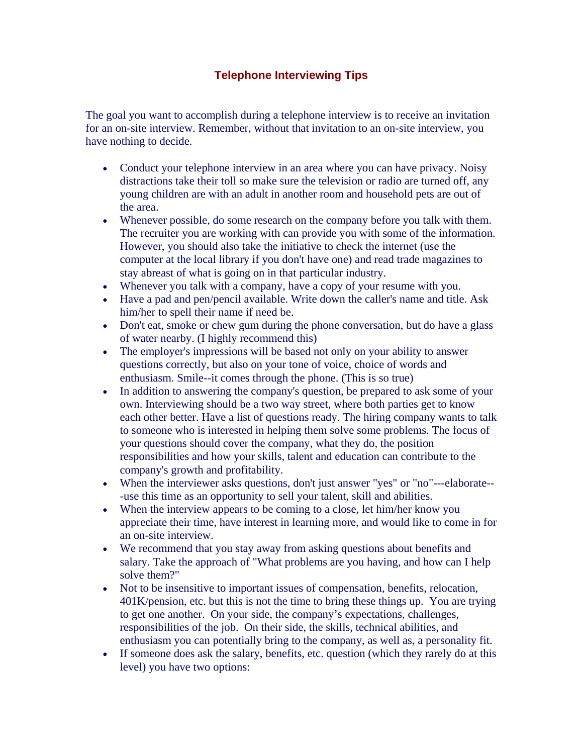# Telephone Interviewing Tips

The goal you want to accomplish during a telephone interview is to receive an invitation for an on-site interview. Remember, without that invitation to an on-site interview, you have nothing to decide.

- Conduct your telephone interview in an area where you can have privacy. Noisy distractions take their toll so make sure the television or radio are turned off, any young children are with an adult in another room and household pets are out of the area.
- Whenever possible, do some research on the company before you talk with them. The recruiter you are working with can provide you with some of the information. However, you should also take the initiative to check the internet (use the computer at the local library if you don't have one) and read trade magazines to stay abreast of what is going on in that particular industry.
- Whenever you talk with a company, have a copy of your resume with you.
- Have a pad and pen/pencil available. Write down the caller's name and title. Ask him/her to spell their name if need be.
- Don't eat, smoke or chew gum during the phone conversation, but do have a glass of water nearby. (I highly recommend this)
- The employer's impressions will be based not only on your ability to answer questions correctly, but also on your tone of voice, choice of words and enthusiasm. Smile--it comes through the phone. (This is so true)
- In addition to answering the company's question, be prepared to ask some of your own. Interviewing should be a two way street, where both parties get to know each other better. Have a list of questions ready. The hiring company wants to talk to someone who is interested in helping them solve some problems. The focus of your questions should cover the company, what they do, the position responsibilities and how your skills, talent and education can contribute to the company's growth and profitability.
- When the interviewer asks questions, don't just answer "yes" or "no"---elaborate---use this time as an opportunity to sell your talent, skill and abilities.
- When the interview appears to be coming to a close, let him/her know you appreciate their time, have interest in learning more, and would like to come in for an on-site interview.
- We recommend that you stay away from asking questions about benefits and salary. Take the approach of "What problems are you having, and how can I help solve them?"
- Not to be insensitive to important issues of compensation, benefits, relocation, 401K/pension, etc. but this is not the time to bring these things up. You are trying to get one another. On your side, the company's expectations, challenges, responsibilities of the job. On their side, the skills, technical abilities, and enthusiasm you can potentially bring to the company, as well as, a personality fit.
- If someone does ask the salary, benefits, etc. question (which they rarely do at this level) you have two options: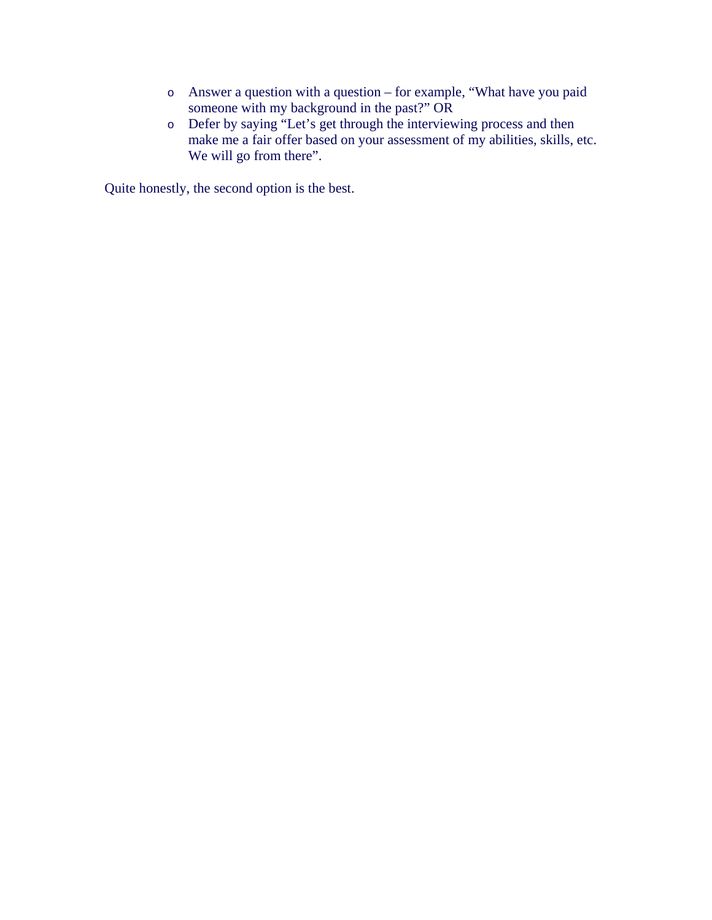- Answer a question with a question – for example, "What have you paid someone with my background in the past?" OR
- Defer by saying "Let's get through the interviewing process and then make me a fair offer based on your assessment of my abilities, skills, etc. We will go from there".

Quite honestly, the second option is the best.